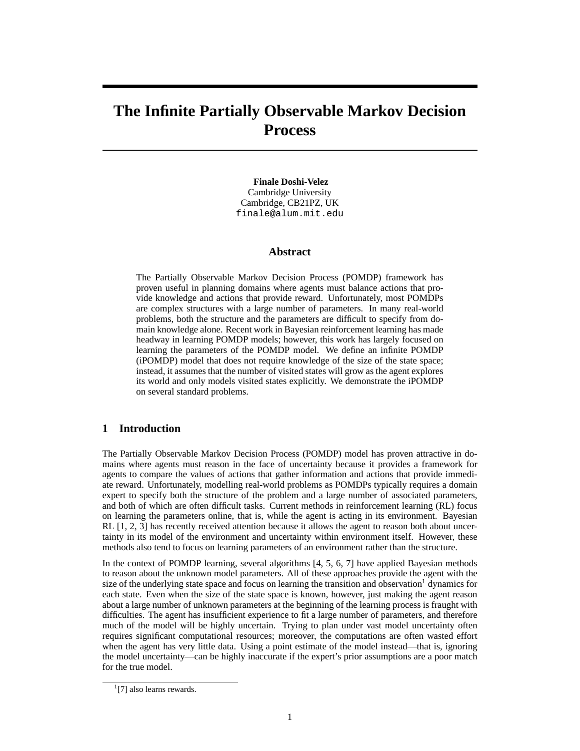# The Infinite Partially Observable Markov Decision Process

**Finale Doshi-Velez**
Cambridge University
Cambridge, CB21PZ, UK
finale@alum.mit.edu

## Abstract

The Partially Observable Markov Decision Process (POMDP) framework has proven useful in planning domains where agents must balance actions that provide knowledge and actions that provide reward. Unfortunately, most POMDPs are complex structures with a large number of parameters. In many real-world problems, both the structure and the parameters are difficult to specify from domain knowledge alone. Recent work in Bayesian reinforcement learning has made headway in learning POMDP models; however, this work has largely focused on learning the parameters of the POMDP model. We define an infinite POMDP (iPOMDP) model that does not require knowledge of the size of the state space; instead, it assumes that the number of visited states will grow as the agent explores its world and only models visited states explicitly. We demonstrate the iPOMDP on several standard problems.

## 1 Introduction

The Partially Observable Markov Decision Process (POMDP) model has proven attractive in domains where agents must reason in the face of uncertainty because it provides a framework for agents to compare the values of actions that gather information and actions that provide immediate reward. Unfortunately, modelling real-world problems as POMDPs typically requires a domain expert to specify both the structure of the problem and a large number of associated parameters, and both of which are often difficult tasks. Current methods in reinforcement learning (RL) focus on learning the parameters online, that is, while the agent is acting in its environment. Bayesian RL [1, 2, 3] has recently received attention because it allows the agent to reason both about uncertainty in its model of the environment and uncertainty within environment itself. However, these methods also tend to focus on learning parameters of an environment rather than the structure.

In the context of POMDP learning, several algorithms [4, 5, 6, 7] have applied Bayesian methods to reason about the unknown model parameters. All of these approaches provide the agent with the size of the underlying state space and focus on learning the transition and observation[1] dynamics for each state. Even when the size of the state space is known, however, just making the agent reason about a large number of unknown parameters at the beginning of the learning process is fraught with difficulties. The agent has insufficient experience to fit a large number of parameters, and therefore much of the model will be highly uncertain. Trying to plan under vast model uncertainty often requires significant computational resources; moreover, the computations are often wasted effort when the agent has very little data. Using a point estimate of the model instead—that is, ignoring the model uncertainty—can be highly inaccurate if the expert's prior assumptions are a poor match for the true model.

[1] [7] also learns rewards.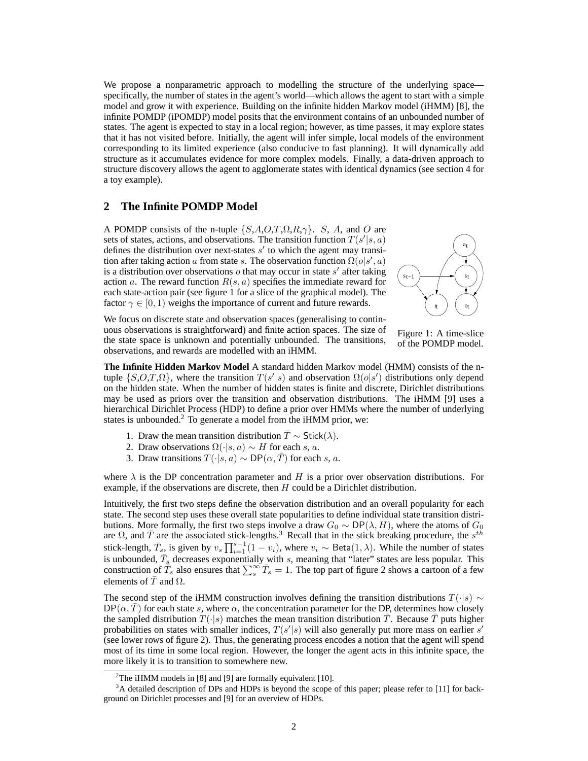We propose a nonparametric approach to modelling the structure of the underlying space—specifically, the number of states in the agent's world—which allows the agent to start with a simple model and grow it with experience. Building on the infinite hidden Markov model (iHMM) [8], the infinite POMDP (iPOMDP) model posits that the environment contains of an unbounded number of states. The agent is expected to stay in a local region; however, as time passes, it may explore states that it has not visited before. Initially, the agent will infer simple, local models of the environment corresponding to its limited experience (also conducive to fast planning). It will dynamically add structure as it accumulates evidence for more complex models. Finally, a data-driven approach to structure discovery allows the agent to agglomerate states with identical dynamics (see section 4 for a toy example).

## 2 The Infinite POMDP Model

A POMDP consists of the n-tuple $\{S,A,O,T,\Omega,R,\gamma\}$. $S$, $A$, and $O$ are sets of states, actions, and observations. The transition function $T(s'|s,a)$ defines the distribution over next-states $s'$ to which the agent may transition after taking action $a$ from state $s$. The observation function $\Omega(o|s',a)$ is a distribution over observations $o$ that may occur in state $s'$ after taking action $a$. The reward function $R(s,a)$ specifies the immediate reward for each state-action pair (see figure 1 for a slice of the graphical model). The factor $\gamma \in [0,1)$ weighs the importance of current and future rewards.

Figure 1: A time-slice of the POMDP model.

We focus on discrete state and observation spaces (generalising to continuous observations is straightforward) and finite action spaces. The size of the state space is unknown and potentially unbounded. The transitions, observations, and rewards are modelled with an iHMM.

**The Infinite Hidden Markov Model** A standard hidden Markov model (HMM) consists of the n-tuple $\{S,O,T,\Omega\}$, where the transition $T(s'|s)$ and observation $\Omega(o|s')$ distributions only depend on the hidden state. When the number of hidden states is finite and discrete, Dirichlet distributions may be used as priors over the transition and observation distributions. The iHMM [9] uses a hierarchical Dirichlet Process (HDP) to define a prior over HMMs where the number of underlying states is unbounded.[2] To generate a model from the iHMM prior, we:

1. Draw the mean transition distribution $\bar{T} \sim \mathsf{Stick}(\lambda)$.
2. Draw observations $\Omega(\cdot|s,a) \sim H$ for each $s$, $a$.
3. Draw transitions $T(\cdot|s,a) \sim \mathsf{DP}(\alpha,\bar{T})$ for each $s$, $a$.

where $\lambda$ is the DP concentration parameter and $H$ is a prior over observation distributions. For example, if the observations are discrete, then $H$ could be a Dirichlet distribution.

Intuitively, the first two steps define the observation distribution and an overall popularity for each state. The second step uses these overall state popularities to define individual state transition distributions. More formally, the first two steps involve a draw $G_0 \sim \mathsf{DP}(\lambda, H)$, where the atoms of $G_0$ are $\Omega$, and $\bar{T}$ are the associated stick-lengths.[3] Recall that in the stick breaking procedure, the $s^{th}$ stick-length, $\bar{T}_s$, is given by $v_s \prod_{i=1}^{s-1}(1-v_i)$, where $v_i \sim \mathsf{Beta}(1,\lambda)$. While the number of states is unbounded, $\bar{T}_s$ decreases exponentially with $s$, meaning that "later" states are less popular. This construction of $\bar{T}_s$ also ensures that $\sum_s^\infty \bar{T}_s = 1$. The top part of figure 2 shows a cartoon of a few elements of $\bar{T}$ and $\Omega$.

The second step of the iHMM construction involves defining the transition distributions $T(\cdot|s) \sim \mathsf{DP}(\alpha,\bar{T})$ for each state $s$, where $\alpha$, the concentration parameter for the DP, determines how closely the sampled distribution $T(\cdot|s)$ matches the mean transition distribution $\bar{T}$. Because $\bar{T}$ puts higher probabilities on states with smaller indices, $T(s'|s)$ will also generally put more mass on earlier $s'$ (see lower rows of figure 2). Thus, the generating process encodes a notion that the agent will spend most of its time in some local region. However, the longer the agent acts in this infinite space, the more likely it is to transition to somewhere new.

[2] The iHMM models in [8] and [9] are formally equivalent [10].

[3] A detailed description of DPs and HDPs is beyond the scope of this paper; please refer to [11] for background on Dirichlet processes and [9] for an overview of HDPs.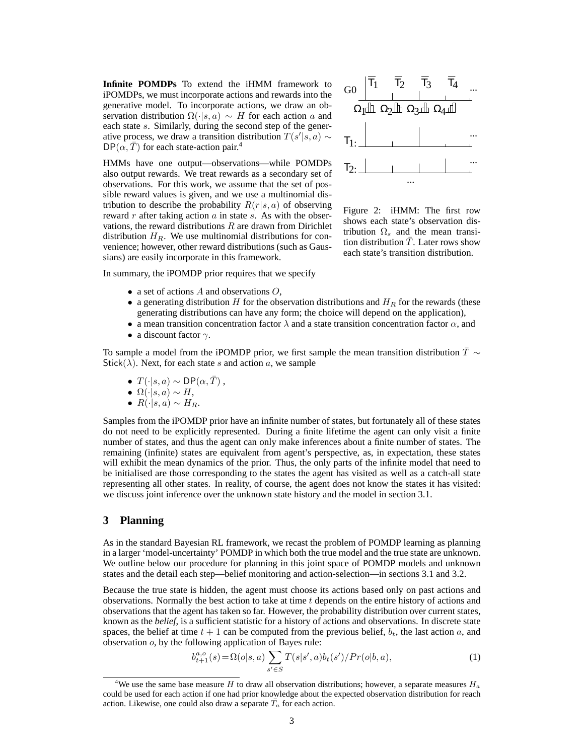**Infinite POMDPs** To extend the iHMM framework to iPOMDPs, we must incorporate actions and rewards into the generative model. To incorporate actions, we draw an observation distribution $\Omega(\cdot|s,a) \sim H$ for each action $a$ and each state $s$. Similarly, during the second step of the generative process, we draw a transition distribution $T(s'|s,a) \sim \mathsf{DP}(\alpha, \bar{T})$ for each state-action pair.[4]

HMMs have one output—observations—while POMDPs also output rewards. We treat rewards as a secondary set of observations. For this work, we assume that the set of possible reward values is given, and we use a multinomial distribution to describe the probability $R(r|s,a)$ of observing reward $r$ after taking action $a$ in state $s$. As with the observations, the reward distributions $R$ are drawn from Dirichlet distribution $H_R$. We use multinomial distributions for convenience; however, other reward distributions (such as Gaussians) are easily incorporate in this framework.

Figure 2: iHMM: The first row shows each state's observation distribution $\Omega_s$ and the mean transition distribution $\bar{T}$. Later rows show each state's transition distribution.

In summary, the iPOMDP prior requires that we specify

- a set of actions $A$ and observations $O$,
- a generating distribution $H$ for the observation distributions and $H_R$ for the rewards (these generating distributions can have any form; the choice will depend on the application),
- a mean transition concentration factor $\lambda$ and a state transition concentration factor $\alpha$, and
- a discount factor $\gamma$.

To sample a model from the iPOMDP prior, we first sample the mean transition distribution $\bar{T} \sim \mathsf{Stick}(\lambda)$. Next, for each state $s$ and action $a$, we sample

- $T(\cdot|s,a) \sim \mathsf{DP}(\alpha, \bar{T})$ ,
- $\Omega(\cdot|s,a) \sim H$,
- $R(\cdot|s,a) \sim H_R$.

Samples from the iPOMDP prior have an infinite number of states, but fortunately all of these states do not need to be explicitly represented. During a finite lifetime the agent can only visit a finite number of states, and thus the agent can only make inferences about a finite number of states. The remaining (infinite) states are equivalent from agent's perspective, as, in expectation, these states will exhibit the mean dynamics of the prior. Thus, the only parts of the infinite model that need to be initialised are those corresponding to the states the agent has visited as well as a catch-all state representing all other states. In reality, of course, the agent does not know the states it has visited: we discuss joint inference over the unknown state history and the model in section 3.1.

## 3 Planning

As in the standard Bayesian RL framework, we recast the problem of POMDP learning as planning in a larger 'model-uncertainty' POMDP in which both the true model and the true state are unknown. We outline below our procedure for planning in this joint space of POMDP models and unknown states and the detail each step—belief monitoring and action-selection—in sections 3.1 and 3.2.

Because the true state is hidden, the agent must choose its actions based only on past actions and observations. Normally the best action to take at time $t$ depends on the entire history of actions and observations that the agent has taken so far. However, the probability distribution over current states, known as the *belief*, is a sufficient statistic for a history of actions and observations. In discrete state spaces, the belief at time $t+1$ can be computed from the previous belief, $b_t$, the last action $a$, and observation $o$, by the following application of Bayes rule:

$$b_{t+1}^{a,o}(s) = \Omega(o|s,a) \sum_{s' \in S} T(s|s',a) b_t(s') / Pr(o|b,a), \tag{1}$$

[4] We use the same base measure $H$ to draw all observation distributions; however, a separate measures $H_a$ could be used for each action if one had prior knowledge about the expected observation distribution for reach action. Likewise, one could also draw a separate $\bar{T}_a$ for each action.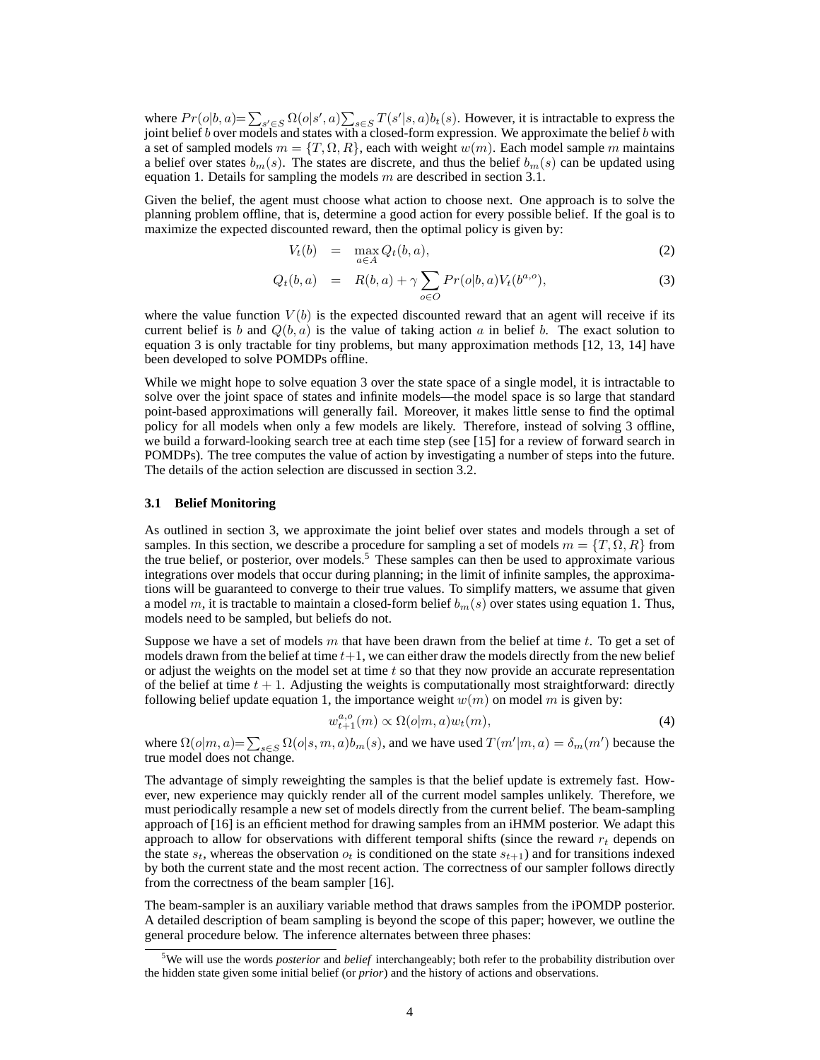where $Pr(o|b,a) = \sum_{s' \in S} \Omega(o|s',a) \sum_{s \in S} T(s'|s,a) b_t(s)$. However, it is intractable to express the joint belief $b$ over models and states with a closed-form expression. We approximate the belief $b$ with a set of sampled models $m = \{T, \Omega, R\}$, each with weight $w(m)$. Each model sample $m$ maintains a belief over states $b_m(s)$. The states are discrete, and thus the belief $b_m(s)$ can be updated using equation 1. Details for sampling the models $m$ are described in section 3.1.

Given the belief, the agent must choose what action to choose next. One approach is to solve the planning problem offline, that is, determine a good action for every possible belief. If the goal is to maximize the expected discounted reward, then the optimal policy is given by:

$$V_t(b) = \max_{a \in A} Q_t(b,a), \tag{2}$$

$$Q_t(b,a) = R(b,a) + \gamma \sum_{o \in O} Pr(o|b,a) V_t(b^{a,o}), \tag{3}$$

where the value function $V(b)$ is the expected discounted reward that an agent will receive if its current belief is $b$ and $Q(b,a)$ is the value of taking action $a$ in belief $b$. The exact solution to equation 3 is only tractable for tiny problems, but many approximation methods [12, 13, 14] have been developed to solve POMDPs offline.

While we might hope to solve equation 3 over the state space of a single model, it is intractable to solve over the joint space of states and infinite models—the model space is so large that standard point-based approximations will generally fail. Moreover, it makes little sense to find the optimal policy for all models when only a few models are likely. Therefore, instead of solving 3 offline, we build a forward-looking search tree at each time step (see [15] for a review of forward search in POMDPs). The tree computes the value of action by investigating a number of steps into the future. The details of the action selection are discussed in section 3.2.

### 3.1 Belief Monitoring

As outlined in section 3, we approximate the joint belief over states and models through a set of samples. In this section, we describe a procedure for sampling a set of models $m = \{T, \Omega, R\}$ from the true belief, or posterior, over models.[5] These samples can then be used to approximate various integrations over models that occur during planning; in the limit of infinite samples, the approximations will be guaranteed to converge to their true values. To simplify matters, we assume that given a model $m$, it is tractable to maintain a closed-form belief $b_m(s)$ over states using equation 1. Thus, models need to be sampled, but beliefs do not.

Suppose we have a set of models $m$ that have been drawn from the belief at time $t$. To get a set of models drawn from the belief at time $t+1$, we can either draw the models directly from the new belief or adjust the weights on the model set at time $t$ so that they now provide an accurate representation of the belief at time $t+1$. Adjusting the weights is computationally most straightforward: directly following belief update equation 1, the importance weight $w(m)$ on model $m$ is given by:

$$w_{t+1}^{a,o}(m) \propto \Omega(o|m,a) w_t(m), \tag{4}$$

where $\Omega(o|m,a) = \sum_{s \in S} \Omega(o|s,m,a) b_m(s)$, and we have used $T(m'|m,a) = \delta_m(m')$ because the true model does not change.

The advantage of simply reweighting the samples is that the belief update is extremely fast. However, new experience may quickly render all of the current model samples unlikely. Therefore, we must periodically resample a new set of models directly from the current belief. The beam-sampling approach of [16] is an efficient method for drawing samples from an iHMM posterior. We adapt this approach to allow for observations with different temporal shifts (since the reward $r_t$ depends on the state $s_t$, whereas the observation $o_t$ is conditioned on the state $s_{t+1}$) and for transitions indexed by both the current state and the most recent action. The correctness of our sampler follows directly from the correctness of the beam sampler [16].

The beam-sampler is an auxiliary variable method that draws samples from the iPOMDP posterior. A detailed description of beam sampling is beyond the scope of this paper; however, we outline the general procedure below. The inference alternates between three phases:

[5] We will use the words *posterior* and *belief* interchangeably; both refer to the probability distribution over the hidden state given some initial belief (or *prior*) and the history of actions and observations.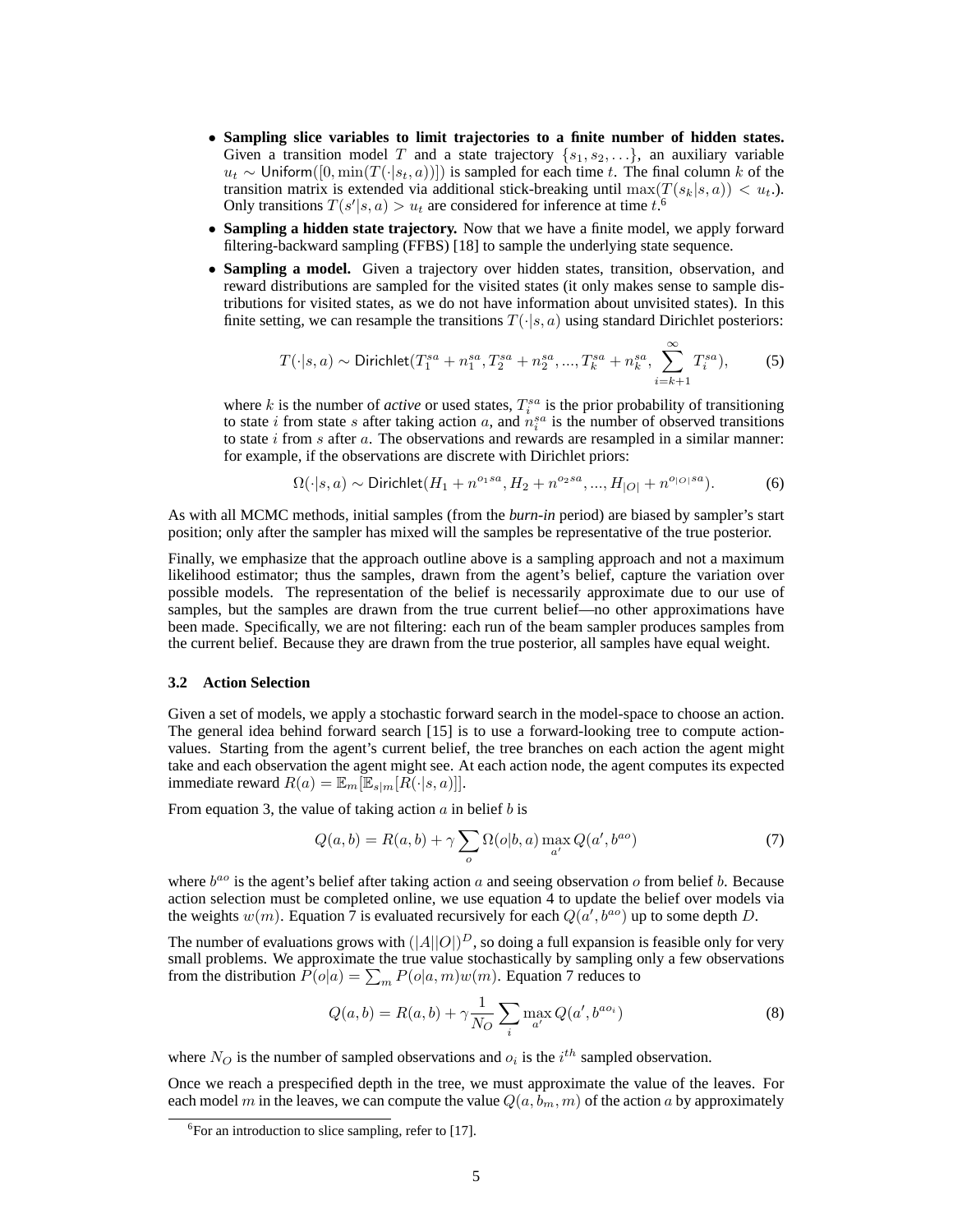- **Sampling slice variables to limit trajectories to a finite number of hidden states.** Given a transition model $T$ and a state trajectory $\{s_1, s_2, \ldots\}$, an auxiliary variable $u_t \sim \text{Uniform}([0, \min(T(\cdot|s_t, a))])$ is sampled for each time $t$. The final column $k$ of the transition matrix is extended via additional stick-breaking until $\max(T(s_k|s,a)) < u_t$.). Only transitions $T(s'|s,a) > u_t$ are considered for inference at time $t$.[6]
- **Sampling a hidden state trajectory.** Now that we have a finite model, we apply forward filtering-backward sampling (FFBS) [18] to sample the underlying state sequence.
- **Sampling a model.** Given a trajectory over hidden states, transition, observation, and reward distributions are sampled for the visited states (it only makes sense to sample distributions for visited states, as we do not have information about unvisited states). In this finite setting, we can resample the transitions $T(\cdot|s,a)$ using standard Dirichlet posteriors:

$$T(\cdot|s,a) \sim \text{Dirichlet}(T_1^{sa} + n_1^{sa}, T_2^{sa} + n_2^{sa}, ..., T_k^{sa} + n_k^{sa}, \sum_{i=k+1}^{\infty} T_i^{sa}), \tag{5}$$

  where $k$ is the number of *active* or used states, $T_i^{sa}$ is the prior probability of transitioning to state $i$ from state $s$ after taking action $a$, and $n_i^{sa}$ is the number of observed transitions to state $i$ from $s$ after $a$. The observations and rewards are resampled in a similar manner: for example, if the observations are discrete with Dirichlet priors:

$$\Omega(\cdot|s,a) \sim \text{Dirichlet}(H_1 + n^{o_1 sa}, H_2 + n^{o_2 sa}, ..., H_{|O|} + n^{o_{|O|} sa}). \tag{6}$$

As with all MCMC methods, initial samples (from the *burn-in* period) are biased by sampler's start position; only after the sampler has mixed will the samples be representative of the true posterior.

Finally, we emphasize that the approach outline above is a sampling approach and not a maximum likelihood estimator; thus the samples, drawn from the agent's belief, capture the variation over possible models. The representation of the belief is necessarily approximate due to our use of samples, but the samples are drawn from the true current belief—no other approximations have been made. Specifically, we are not filtering: each run of the beam sampler produces samples from the current belief. Because they are drawn from the true posterior, all samples have equal weight.

### 3.2 Action Selection

Given a set of models, we apply a stochastic forward search in the model-space to choose an action. The general idea behind forward search [15] is to use a forward-looking tree to compute action-values. Starting from the agent's current belief, the tree branches on each action the agent might take and each observation the agent might see. At each action node, the agent computes its expected immediate reward $R(a) = \mathbb{E}_m[\mathbb{E}_{s|m}[R(\cdot|s,a)]]$.

From equation 3, the value of taking action $a$ in belief $b$ is

$$Q(a,b) = R(a,b) + \gamma \sum_o \Omega(o|b,a) \max_{a'} Q(a', b^{ao}) \tag{7}$$

where $b^{ao}$ is the agent's belief after taking action $a$ and seeing observation $o$ from belief $b$. Because action selection must be completed online, we use equation 4 to update the belief over models via the weights $w(m)$. Equation 7 is evaluated recursively for each $Q(a', b^{ao})$ up to some depth $D$.

The number of evaluations grows with $(|A||O|)^D$, so doing a full expansion is feasible only for very small problems. We approximate the true value stochastically by sampling only a few observations from the distribution $P(o|a) = \sum_m P(o|a,m)w(m)$. Equation 7 reduces to

$$Q(a,b) = R(a,b) + \gamma \frac{1}{N_O} \sum_i \max_{a'} Q(a', b^{ao_i}) \tag{8}$$

where $N_O$ is the number of sampled observations and $o_i$ is the $i^{th}$ sampled observation.

Once we reach a prespecified depth in the tree, we must approximate the value of the leaves. For each model $m$ in the leaves, we can compute the value $Q(a, b_m, m)$ of the action $a$ by approximately

[6] For an introduction to slice sampling, refer to [17].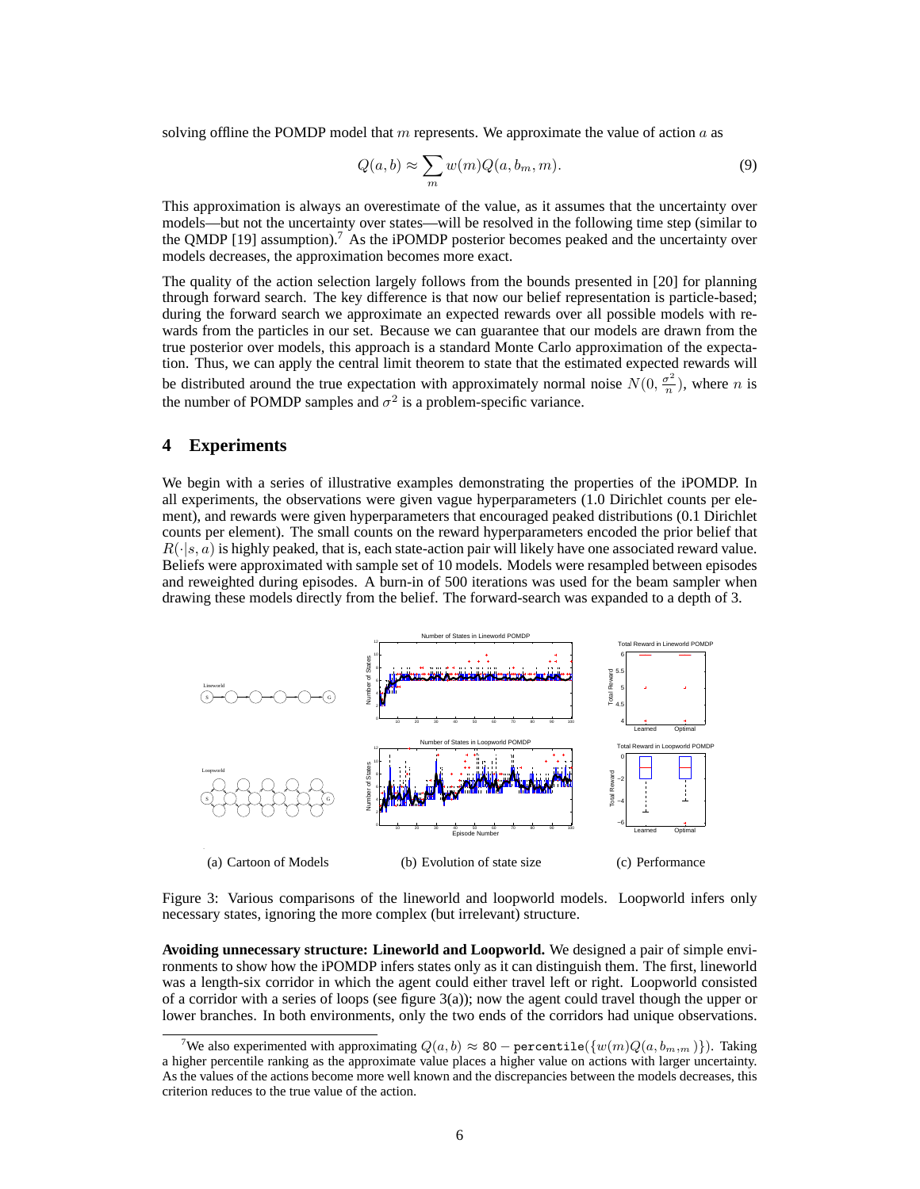solving offline the POMDP model that $m$ represents. We approximate the value of action $a$ as

$$Q(a, b) \approx \sum_{m} w(m) Q(a, b_m, m). \tag{9}$$

This approximation is always an overestimate of the value, as it assumes that the uncertainty over models—but not the uncertainty over states—will be resolved in the following time step (similar to the QMDP [19] assumption).[7] As the iPOMDP posterior becomes peaked and the uncertainty over models decreases, the approximation becomes more exact.

The quality of the action selection largely follows from the bounds presented in [20] for planning through forward search. The key difference is that now our belief representation is particle-based; during the forward search we approximate an expected rewards over all possible models with rewards from the particles in our set. Because we can guarantee that our models are drawn from the true posterior over models, this approach is a standard Monte Carlo approximation of the expectation. Thus, we can apply the central limit theorem to state that the estimated expected rewards will be distributed around the true expectation with approximately normal noise $N(0, \frac{\sigma^2}{n})$, where $n$ is the number of POMDP samples and $\sigma^2$ is a problem-specific variance.

## 4 Experiments

We begin with a series of illustrative examples demonstrating the properties of the iPOMDP. In all experiments, the observations were given vague hyperparameters (1.0 Dirichlet counts per element), and rewards were given hyperparameters that encouraged peaked distributions (0.1 Dirichlet counts per element). The small counts on the reward hyperparameters encoded the prior belief that $R(\cdot|s, a)$ is highly peaked, that is, each state-action pair will likely have one associated reward value. Beliefs were approximated with sample set of 10 models. Models were resampled between episodes and reweighted during episodes. A burn-in of 500 iterations was used for the beam sampler when drawing these models directly from the belief. The forward-search was expanded to a depth of 3.

(a) Cartoon of Models (b) Evolution of state size (c) Performance

Figure 3: Various comparisons of the lineworld and loopworld models. Loopworld infers only necessary states, ignoring the more complex (but irrelevant) structure.

**Avoiding unnecessary structure: Lineworld and Loopworld.** We designed a pair of simple environments to show how the iPOMDP infers states only as it can distinguish them. The first, lineworld was a length-six corridor in which the agent could either travel left or right. Loopworld consisted of a corridor with a series of loops (see figure 3(a)); now the agent could travel though the upper or lower branches. In both environments, only the two ends of the corridors had unique observations.

[7] We also experimented with approximating $Q(a, b) \approx 80 - \texttt{percentile}(\{w(m)Q(a, b_{m,m})\})$. Taking a higher percentile ranking as the approximate value places a higher value on actions with larger uncertainty. As the values of the actions become more well known and the discrepancies between the models decreases, this criterion reduces to the true value of the action.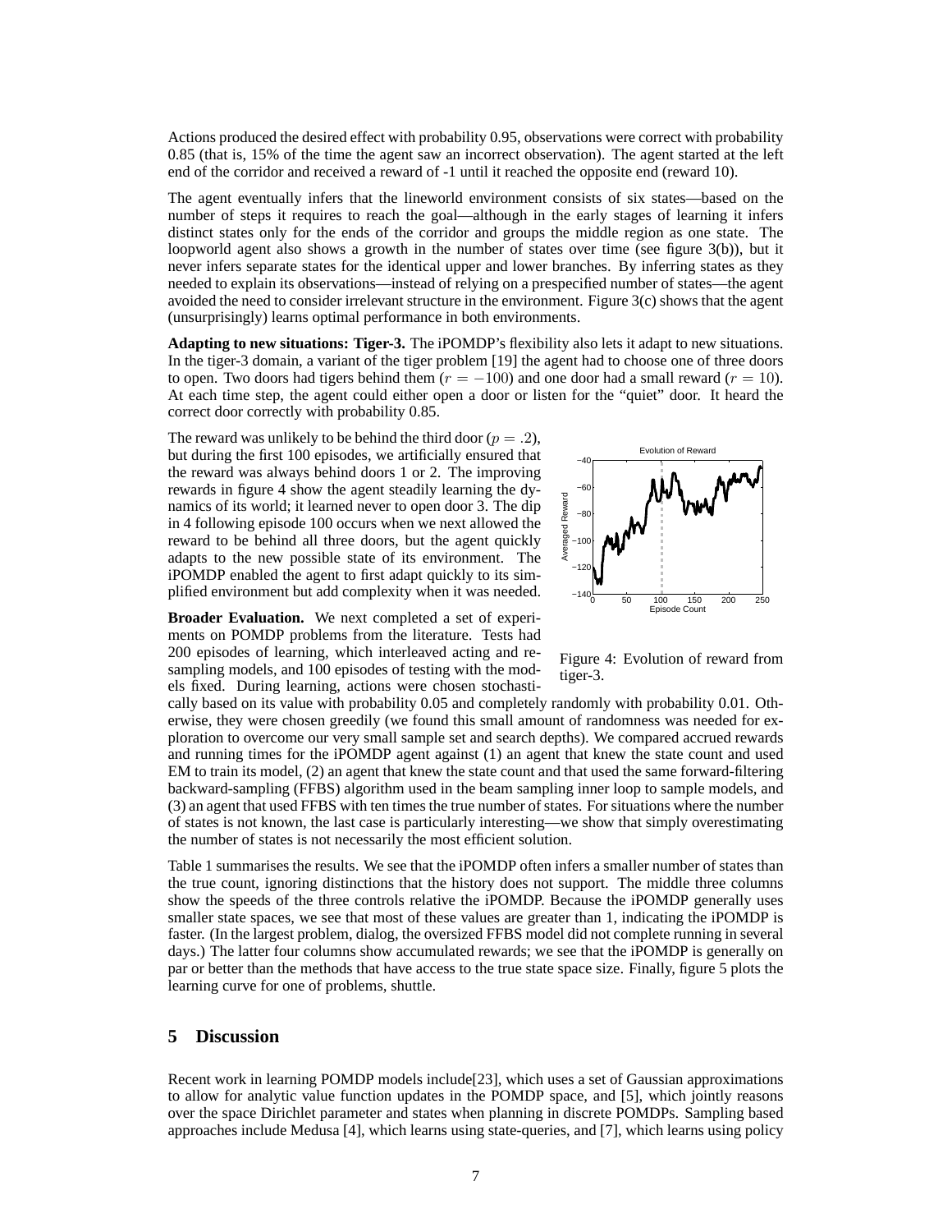Actions produced the desired effect with probability 0.95, observations were correct with probability 0.85 (that is, 15% of the time the agent saw an incorrect observation). The agent started at the left end of the corridor and received a reward of -1 until it reached the opposite end (reward 10).

The agent eventually infers that the lineworld environment consists of six states—based on the number of steps it requires to reach the goal—although in the early stages of learning it infers distinct states only for the ends of the corridor and groups the middle region as one state. The loopworld agent also shows a growth in the number of states over time (see figure 3(b)), but it never infers separate states for the identical upper and lower branches. By inferring states as they needed to explain its observations—instead of relying on a prespecified number of states—the agent avoided the need to consider irrelevant structure in the environment. Figure 3(c) shows that the agent (unsurprisingly) learns optimal performance in both environments.

**Adapting to new situations: Tiger-3.** The iPOMDP's flexibility also lets it adapt to new situations. In the tiger-3 domain, a variant of the tiger problem [19] the agent had to choose one of three doors to open. Two doors had tigers behind them ($r = -100$) and one door had a small reward ($r = 10$). At each time step, the agent could either open a door or listen for the "quiet" door. It heard the correct door correctly with probability 0.85.

The reward was unlikely to be behind the third door ($p = .2$), but during the first 100 episodes, we artificially ensured that the reward was always behind doors 1 or 2. The improving rewards in figure 4 show the agent steadily learning the dynamics of its world; it learned never to open door 3. The dip in 4 following episode 100 occurs when we next allowed the reward to be behind all three doors, but the agent quickly adapts to the new possible state of its environment. The iPOMDP enabled the agent to first adapt quickly to its simplified environment but add complexity when it was needed.

Figure 4: Evolution of reward from tiger-3.

**Broader Evaluation.** We next completed a set of experiments on POMDP problems from the literature. Tests had 200 episodes of learning, which interleaved acting and resampling models, and 100 episodes of testing with the models fixed. During learning, actions were chosen stochastically based on its value with probability 0.05 and completely randomly with probability 0.01. Otherwise, they were chosen greedily (we found this small amount of randomness was needed for exploration to overcome our very small sample set and search depths). We compared accrued rewards and running times for the iPOMDP agent against (1) an agent that knew the state count and used EM to train its model, (2) an agent that knew the state count and that used the same forward-filtering backward-sampling (FFBS) algorithm used in the beam sampling inner loop to sample models, and (3) an agent that used FFBS with ten times the true number of states. For situations where the number of states is not known, the last case is particularly interesting—we show that simply overestimating the number of states is not necessarily the most efficient solution.

Table 1 summarises the results. We see that the iPOMDP often infers a smaller number of states than the true count, ignoring distinctions that the history does not support. The middle three columns show the speeds of the three controls relative the iPOMDP. Because the iPOMDP generally uses smaller state spaces, we see that most of these values are greater than 1, indicating the iPOMDP is faster. (In the largest problem, dialog, the oversized FFBS model did not complete running in several days.) The latter four columns show accumulated rewards; we see that the iPOMDP is generally on par or better than the methods that have access to the true state space size. Finally, figure 5 plots the learning curve for one of problems, shuttle.

## 5 Discussion

Recent work in learning POMDP models include[23], which uses a set of Gaussian approximations to allow for analytic value function updates in the POMDP space, and [5], which jointly reasons over the space Dirichlet parameter and states when planning in discrete POMDPs. Sampling based approaches include Medusa [4], which learns using state-queries, and [7], which learns using policy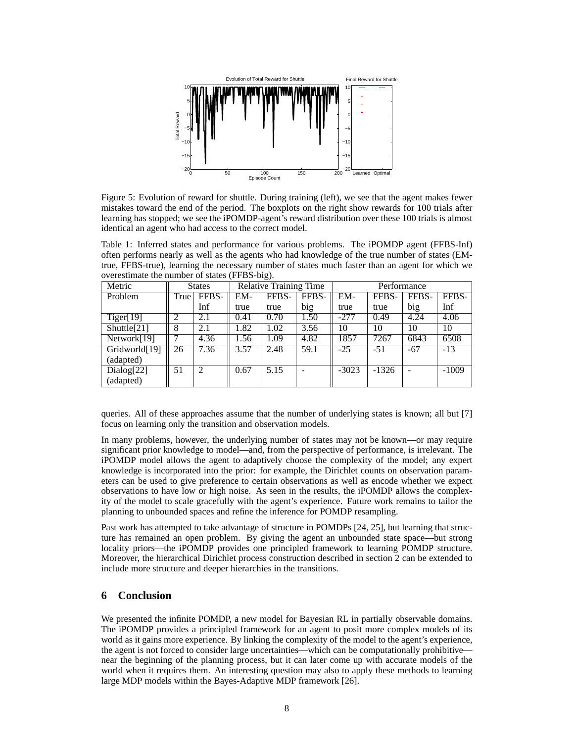Figure 5: Evolution of reward for shuttle. During training (left), we see that the agent makes fewer mistakes toward the end of the period. The boxplots on the right show rewards for 100 trials after learning has stopped; we see the iPOMDP-agent's reward distribution over these 100 trials is almost identical an agent who had access to the correct model.

Table 1: Inferred states and performance for various problems. The iPOMDP agent (FFBS-Inf) often performs nearly as well as the agents who had knowledge of the true number of states (EM-true, FFBS-true), learning the necessary number of states much faster than an agent for which we overestimate the number of states (FFBS-big).

| Metric | States | | Relative Training Time | | | Performance | | | |
|---|---|---|---|---|---|---|---|---|---|
| Problem | True | FFBS-Inf | EM-true | FFBS-true | FFBS-big | EM-true | FFBS-true | FFBS-big | FFBS-Inf |
| Tiger[19] | 2 | 2.1 | 0.41 | 0.70 | 1.50 | -277 | 0.49 | 4.24 | 4.06 |
| Shuttle[21] | 8 | 2.1 | 1.82 | 1.02 | 3.56 | 10 | 10 | 10 | 10 |
| Network[19] | 7 | 4.36 | 1.56 | 1.09 | 4.82 | 1857 | 7267 | 6843 | 6508 |
| Gridworld[19] (adapted) | 26 | 7.36 | 3.57 | 2.48 | 59.1 | -25 | -51 | -67 | -13 |
| Dialog[22] (adapted) | 51 | 2 | 0.67 | 5.15 | - | -3023 | -1326 | - | -1009 |

queries. All of these approaches assume that the number of underlying states is known; all but [7] focus on learning only the transition and observation models.

In many problems, however, the underlying number of states may not be known—or may require significant prior knowledge to model—and, from the perspective of performance, is irrelevant. The iPOMDP model allows the agent to adaptively choose the complexity of the model; any expert knowledge is incorporated into the prior: for example, the Dirichlet counts on observation parameters can be used to give preference to certain observations as well as encode whether we expect observations to have low or high noise. As seen in the results, the iPOMDP allows the complexity of the model to scale gracefully with the agent's experience. Future work remains to tailor the planning to unbounded spaces and refine the inference for POMDP resampling.

Past work has attempted to take advantage of structure in POMDPs [24, 25], but learning that structure has remained an open problem. By giving the agent an unbounded state space—but strong locality priors—the iPOMDP provides one principled framework to learning POMDP structure. Moreover, the hierarchical Dirichlet process construction described in section 2 can be extended to include more structure and deeper hierarchies in the transitions.

## 6 Conclusion

We presented the infinite POMDP, a new model for Bayesian RL in partially observable domains. The iPOMDP provides a principled framework for an agent to posit more complex models of its world as it gains more experience. By linking the complexity of the model to the agent's experience, the agent is not forced to consider large uncertainties—which can be computationally prohibitive—near the beginning of the planning process, but it can later come up with accurate models of the world when it requires them. An interesting question may also to apply these methods to learning large MDP models within the Bayes-Adaptive MDP framework [26].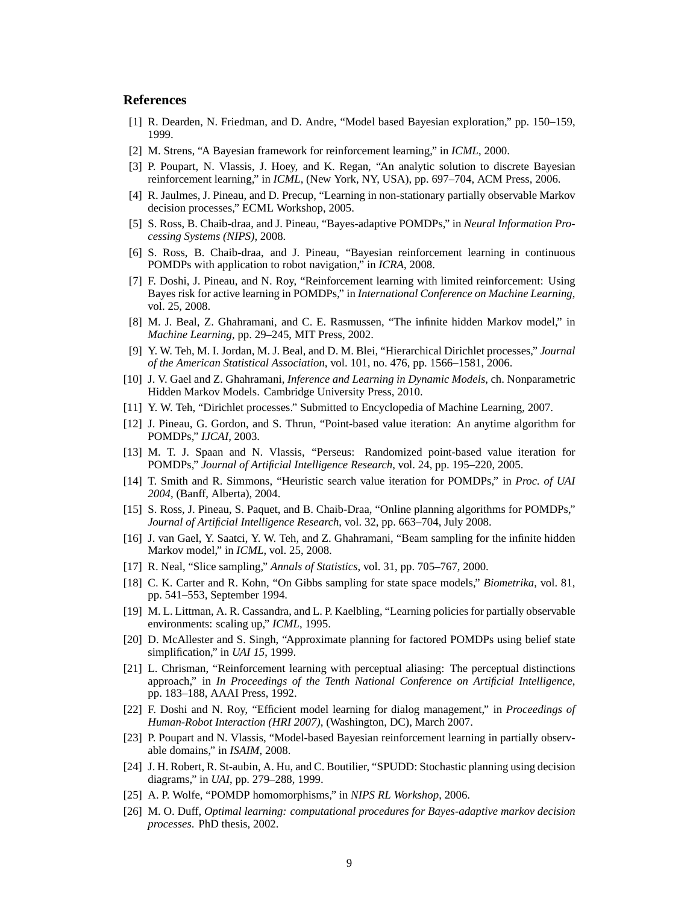## References

[1] R. Dearden, N. Friedman, and D. Andre, "Model based Bayesian exploration," pp. 150–159, 1999.

[2] M. Strens, "A Bayesian framework for reinforcement learning," in *ICML*, 2000.

[3] P. Poupart, N. Vlassis, J. Hoey, and K. Regan, "An analytic solution to discrete Bayesian reinforcement learning," in *ICML*, (New York, NY, USA), pp. 697–704, ACM Press, 2006.

[4] R. Jaulmes, J. Pineau, and D. Precup, "Learning in non-stationary partially observable Markov decision processes," ECML Workshop, 2005.

[5] S. Ross, B. Chaib-draa, and J. Pineau, "Bayes-adaptive POMDPs," in *Neural Information Processing Systems (NIPS)*, 2008.

[6] S. Ross, B. Chaib-draa, and J. Pineau, "Bayesian reinforcement learning in continuous POMDPs with application to robot navigation," in *ICRA*, 2008.

[7] F. Doshi, J. Pineau, and N. Roy, "Reinforcement learning with limited reinforcement: Using Bayes risk for active learning in POMDPs," in *International Conference on Machine Learning*, vol. 25, 2008.

[8] M. J. Beal, Z. Ghahramani, and C. E. Rasmussen, "The infinite hidden Markov model," in *Machine Learning*, pp. 29–245, MIT Press, 2002.

[9] Y. W. Teh, M. I. Jordan, M. J. Beal, and D. M. Blei, "Hierarchical Dirichlet processes," *Journal of the American Statistical Association*, vol. 101, no. 476, pp. 1566–1581, 2006.

[10] J. V. Gael and Z. Ghahramani, *Inference and Learning in Dynamic Models*, ch. Nonparametric Hidden Markov Models. Cambridge University Press, 2010.

[11] Y. W. Teh, "Dirichlet processes." Submitted to Encyclopedia of Machine Learning, 2007.

[12] J. Pineau, G. Gordon, and S. Thrun, "Point-based value iteration: An anytime algorithm for POMDPs," *IJCAI*, 2003.

[13] M. T. J. Spaan and N. Vlassis, "Perseus: Randomized point-based value iteration for POMDPs," *Journal of Artificial Intelligence Research*, vol. 24, pp. 195–220, 2005.

[14] T. Smith and R. Simmons, "Heuristic search value iteration for POMDPs," in *Proc. of UAI 2004*, (Banff, Alberta), 2004.

[15] S. Ross, J. Pineau, S. Paquet, and B. Chaib-Draa, "Online planning algorithms for POMDPs," *Journal of Artificial Intelligence Research*, vol. 32, pp. 663–704, July 2008.

[16] J. van Gael, Y. Saatci, Y. W. Teh, and Z. Ghahramani, "Beam sampling for the infinite hidden Markov model," in *ICML*, vol. 25, 2008.

[17] R. Neal, "Slice sampling," *Annals of Statistics*, vol. 31, pp. 705–767, 2000.

[18] C. K. Carter and R. Kohn, "On Gibbs sampling for state space models," *Biometrika*, vol. 81, pp. 541–553, September 1994.

[19] M. L. Littman, A. R. Cassandra, and L. P. Kaelbling, "Learning policies for partially observable environments: scaling up," *ICML*, 1995.

[20] D. McAllester and S. Singh, "Approximate planning for factored POMDPs using belief state simplification," in *UAI 15*, 1999.

[21] L. Chrisman, "Reinforcement learning with perceptual aliasing: The perceptual distinctions approach," in *In Proceedings of the Tenth National Conference on Artificial Intelligence*, pp. 183–188, AAAI Press, 1992.

[22] F. Doshi and N. Roy, "Efficient model learning for dialog management," in *Proceedings of Human-Robot Interaction (HRI 2007)*, (Washington, DC), March 2007.

[23] P. Poupart and N. Vlassis, "Model-based Bayesian reinforcement learning in partially observable domains," in *ISAIM*, 2008.

[24] J. H. Robert, R. St-aubin, A. Hu, and C. Boutilier, "SPUDD: Stochastic planning using decision diagrams," in *UAI*, pp. 279–288, 1999.

[25] A. P. Wolfe, "POMDP homomorphisms," in *NIPS RL Workshop*, 2006.

[26] M. O. Duff, *Optimal learning: computational procedures for Bayes-adaptive markov decision processes*. PhD thesis, 2002.